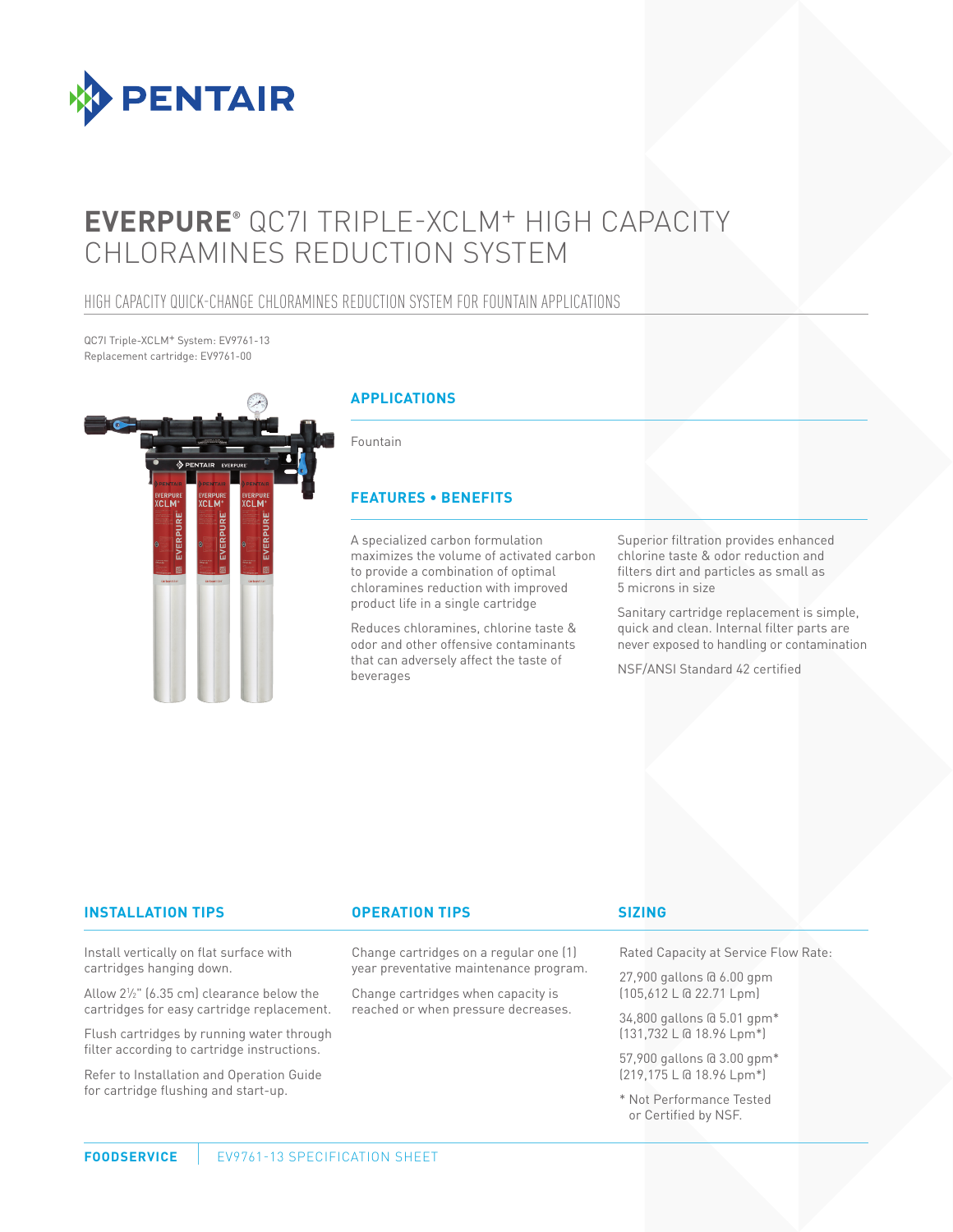# EVERPURE® QC7I TRIPLE-XCLM+ HIGH CAPACITY CHLORAMINES REDUCTION SYSTEM

## HIGH CAPACITY QUICK-CHANGE CHLORAMINES REDUCTION SYSTEM FOR FOUNTAIN APPLICATIONS

QC7I Triple-XCLM+ System: EV9761-13
Replacement cartridge: EV9761-00

### APPLICATIONS

Fountain

### FEATURES • BENEFITS

A specialized carbon formulation maximizes the volume of activated carbon to provide a combination of optimal chloramines reduction with improved product life in a single cartridge

Reduces chloramines, chlorine taste & odor and other offensive contaminants that can adversely affect the taste of beverages

Superior filtration provides enhanced chlorine taste & odor reduction and filters dirt and particles as small as 5 microns in size

Sanitary cartridge replacement is simple, quick and clean. Internal filter parts are never exposed to handling or contamination

NSF/ANSI Standard 42 certified

### INSTALLATION TIPS

Install vertically on flat surface with cartridges hanging down.

Allow 2½" (6.35 cm) clearance below the cartridges for easy cartridge replacement.

Flush cartridges by running water through filter according to cartridge instructions.

Refer to Installation and Operation Guide for cartridge flushing and start-up.

### OPERATION TIPS

Change cartridges on a regular one (1) year preventative maintenance program.

Change cartridges when capacity is reached or when pressure decreases.

### SIZING

Rated Capacity at Service Flow Rate:

27,900 gallons @ 6.00 gpm (105,612 L @ 22.71 Lpm)

34,800 gallons @ 5.01 gpm* (131,732 L @ 18.96 Lpm*)

57,900 gallons @ 3.00 gpm* (219,175 L @ 18.96 Lpm*)

\* Not Performance Tested or Certified by NSF.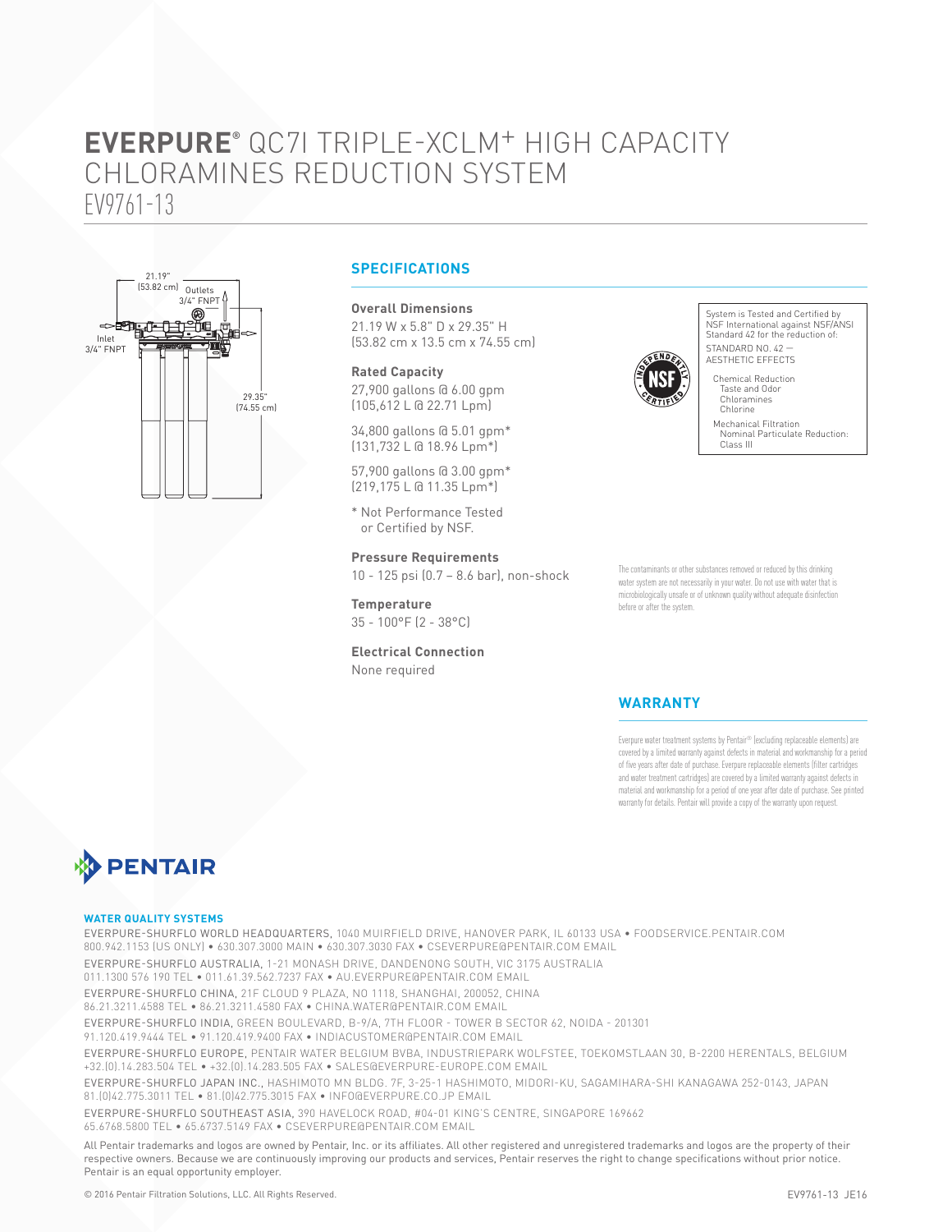# EVERPURE® QC7I TRIPLE-XCLM+ HIGH CAPACITY CHLORAMINES REDUCTION SYSTEM

EV9761-13

21.19" (53.82 cm)

Outlets 3/4" FNPT

Inlet 3/4" FNPT

29.35" (74.55 cm)

## SPECIFICATIONS

**Overall Dimensions**
21.19 W x 5.8" D x 29.35" H
(53.82 cm x 13.5 cm x 74.55 cm)

**Rated Capacity**
27,900 gallons @ 6.00 gpm
(105,612 L @ 22.71 Lpm)

34,800 gallons @ 5.01 gpm*
(131,732 L @ 18.96 Lpm*)

57,900 gallons @ 3.00 gpm*
(219,175 L @ 11.35 Lpm*)

* Not Performance Tested or Certified by NSF.

**Pressure Requirements**
10 - 125 psi (0.7 – 8.6 bar), non-shock

**Temperature**
35 - 100°F (2 - 38°C)

**Electrical Connection**
None required

System is Tested and Certified by NSF International against NSF/ANSI Standard 42 for the reduction of:

STANDARD NO. 42 — AESTHETIC EFFECTS

- Chemical Reduction
  - Taste and Odor
  - Chloramines
  - Chlorine
- Mechanical Filtration
  - Nominal Particulate Reduction: Class III

The contaminants or other substances removed or reduced by this drinking water system are not necessarily in your water. Do not use with water that is microbiologically unsafe or of unknown quality without adequate disinfection before or after the system.

## WARRANTY

Everpure water treatment systems by Pentair® (excluding replaceable elements) are covered by a limited warranty against defects in material and workmanship for a period of five years after date of purchase. Everpure replaceable elements (filter cartridges and water treatment cartridges) are covered by a limited warranty against defects in material and workmanship for a period of one year after date of purchase. See printed warranty for details. Pentair will provide a copy of the warranty upon request.

PENTAIR

**WATER QUALITY SYSTEMS**

EVERPURE-SHURFLO WORLD HEADQUARTERS, 1040 MUIRFIELD DRIVE, HANOVER PARK, IL 60133 USA • FOODSERVICE.PENTAIR.COM
800.942.1153 (US ONLY) • 630.307.3000 MAIN • 630.307.3030 FAX • CSEVERPURE@PENTAIR.COM EMAIL

EVERPURE-SHURFLO AUSTRALIA, 1-21 MONASH DRIVE, DANDENONG SOUTH, VIC 3175 AUSTRALIA
011.1300 576 190 TEL • 011.61.39.562.7237 FAX • AU.EVERPURE@PENTAIR.COM EMAIL

EVERPURE-SHURFLO CHINA, 21F CLOUD 9 PLAZA, NO 1118, SHANGHAI, 200052, CHINA
86.21.3211.4588 TEL • 86.21.3211.4580 FAX • CHINA.WATER@PENTAIR.COM EMAIL

EVERPURE-SHURFLO INDIA, GREEN BOULEVARD, B-9/A, 7TH FLOOR - TOWER B SECTOR 62, NOIDA - 201301
91.120.419.9444 TEL • 91.120.419.9400 FAX • INDIACUSTOMER@PENTAIR.COM EMAIL

EVERPURE-SHURFLO EUROPE, PENTAIR WATER BELGIUM BVBA, INDUSTRIEPARK WOLFSTEE, TOEKOMSTLAAN 30, B-2200 HERENTALS, BELGIUM
+32.(0).14.283.504 TEL • +32.(0).14.283.505 FAX • SALES@EVERPURE-EUROPE.COM EMAIL

EVERPURE-SHURFLO JAPAN INC., HASHIMOTO MN BLDG. 7F, 3-25-1 HASHIMOTO, MIDORI-KU, SAGAMIHARA-SHI KANAGAWA 252-0143, JAPAN
81.(0)42.775.3011 TEL • 81.(0)42.775.3015 FAX • INFO@EVERPURE.CO.JP EMAIL

EVERPURE-SHURFLO SOUTHEAST ASIA, 390 HAVELOCK ROAD, #04-01 KING'S CENTRE, SINGAPORE 169662
65.6768.5800 TEL • 65.6737.5149 FAX • CSEVERPURE@PENTAIR.COM EMAIL

All Pentair trademarks and logos are owned by Pentair, Inc. or its affiliates. All other registered and unregistered trademarks and logos are the property of their respective owners. Because we are continuously improving our products and services, Pentair reserves the right to change specifications without prior notice. Pentair is an equal opportunity employer.

© 2016 Pentair Filtration Solutions, LLC. All Rights Reserved.

EV9761-13 JE16